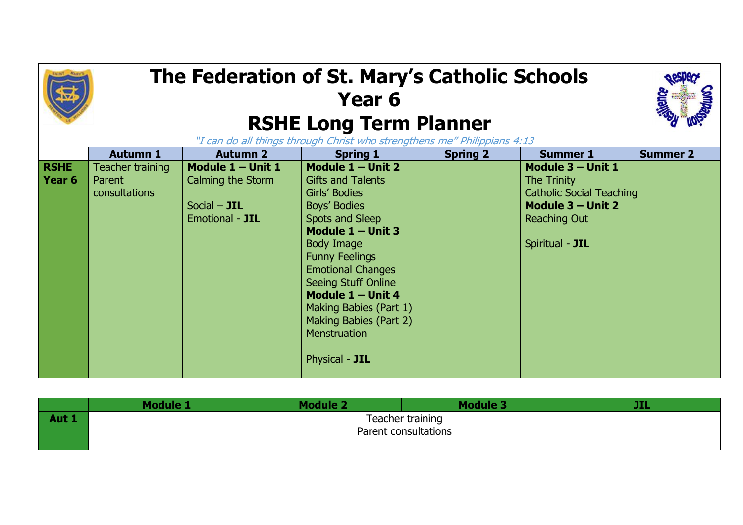# The Federation of St. Mary's Catholic Schools
# Year 6
# RSHE Long Term Planner

*"I can do all things through Christ who strengthens me" Philippians 4:13*

| | Autumn 1 | Autumn 2 | Spring 1 | Spring 2 | Summer 1 | Summer 2 |
|---|---|---|---|---|---|---|
| **RSHE Year 6** | Teacher training<br>Parent consultations | **Module 1 – Unit 1**<br>Calming the Storm<br><br>Social – **JIL**<br>Emotional - **JIL** | **Module 1 – Unit 2**<br>Gifts and Talents<br>Girls' Bodies<br>Boys' Bodies<br>Spots and Sleep<br>**Module 1 – Unit 3**<br>Body Image<br>Funny Feelings<br>Emotional Changes<br>Seeing Stuff Online<br>**Module 1 – Unit 4**<br>Making Babies (Part 1)<br>Making Babies (Part 2)<br>Menstruation<br><br>Physical - **JIL** | | **Module 3 – Unit 1**<br>The Trinity<br>Catholic Social Teaching<br>**Module 3 – Unit 2**<br>Reaching Out<br><br>Spiritual - **JIL** | |

| | Module 1 | Module 2 | Module 3 | JIL |
|---|---|---|---|---|
| **Aut 1** | Teacher training<br>Parent consultations | | | |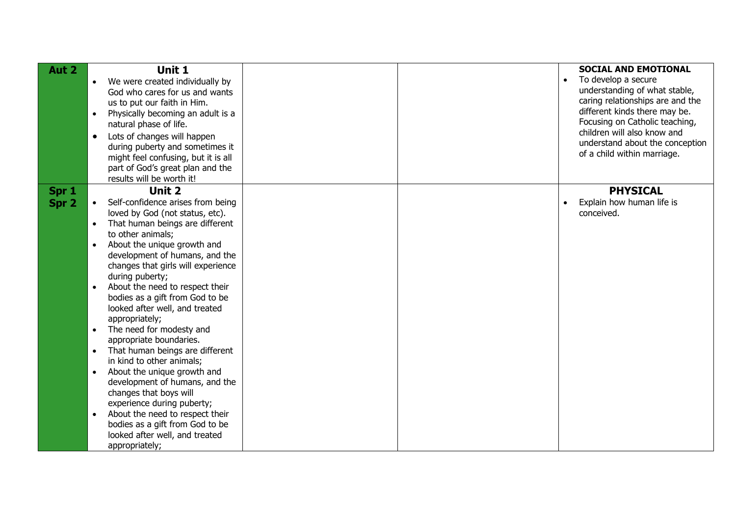| | | | | |
|---|---|---|---|---|
| **Aut 2** | **Unit 1**<br>• We were created individually by God who cares for us and wants us to put our faith in Him.<br>• Physically becoming an adult is a natural phase of life.<br>• Lots of changes will happen during puberty and sometimes it might feel confusing, but it is all part of God's great plan and the results will be worth it! | | | **SOCIAL AND EMOTIONAL**<br>• To develop a secure understanding of what stable, caring relationships are and the different kinds there may be. Focusing on Catholic teaching, children will also know and understand about the conception of a child within marriage. |
| **Spr 1**<br>**Spr 2** | **Unit 2**<br>• Self-confidence arises from being loved by God (not status, etc).<br>• That human beings are different to other animals;<br>• About the unique growth and development of humans, and the changes that girls will experience during puberty;<br>• About the need to respect their bodies as a gift from God to be looked after well, and treated appropriately;<br>• The need for modesty and appropriate boundaries.<br>• That human beings are different in kind to other animals;<br>• About the unique growth and development of humans, and the changes that boys will experience during puberty;<br>• About the need to respect their bodies as a gift from God to be looked after well, and treated appropriately; | | | **PHYSICAL**<br>• Explain how human life is conceived. |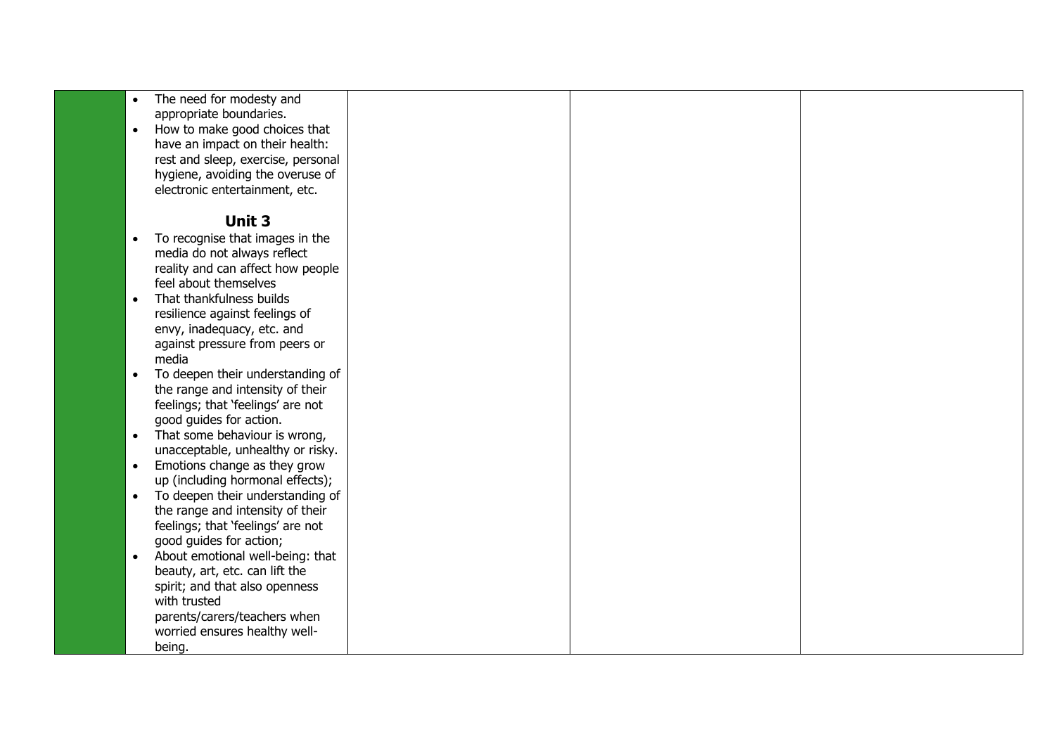| | | | | |
|---|---|---|---|---|
| | • The need for modesty and appropriate boundaries.<br>• How to make good choices that have an impact on their health: rest and sleep, exercise, personal hygiene, avoiding the overuse of electronic entertainment, etc.<br><br>**Unit 3**<br>• To recognise that images in the media do not always reflect reality and can affect how people feel about themselves<br>• That thankfulness builds resilience against feelings of envy, inadequacy, etc. and against pressure from peers or media<br>• To deepen their understanding of the range and intensity of their feelings; that 'feelings' are not good guides for action.<br>• That some behaviour is wrong, unacceptable, unhealthy or risky.<br>• Emotions change as they grow up (including hormonal effects);<br>• To deepen their understanding of the range and intensity of their feelings; that 'feelings' are not good guides for action;<br>• About emotional well-being: that beauty, art, etc. can lift the spirit; and that also openness with trusted parents/carers/teachers when worried ensures healthy well-being. | | | |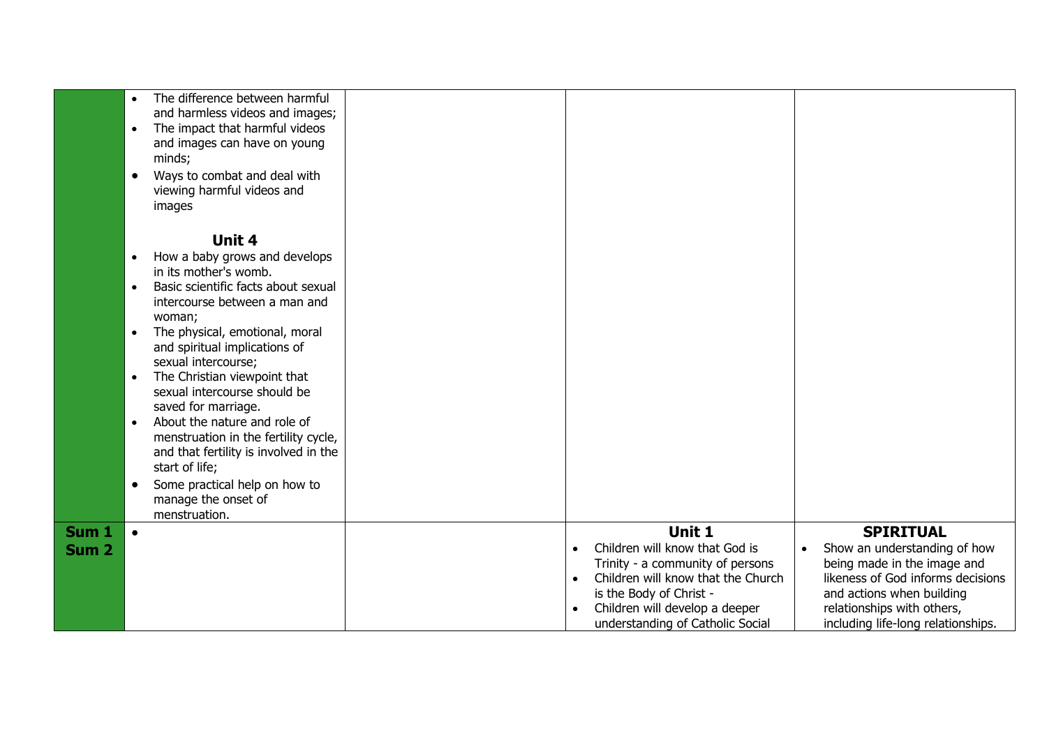|  |  |  |  |  |
|---|---|---|---|---|
|  | • The difference between harmful and harmless videos and images;<br>• The impact that harmful videos and images can have on young minds;<br>• Ways to combat and deal with viewing harmful videos and images<br><br>**Unit 4**<br>• How a baby grows and develops in its mother's womb.<br>• Basic scientific facts about sexual intercourse between a man and woman;<br>• The physical, emotional, moral and spiritual implications of sexual intercourse;<br>• The Christian viewpoint that sexual intercourse should be saved for marriage.<br>• About the nature and role of menstruation in the fertility cycle, and that fertility is involved in the start of life;<br>• Some practical help on how to manage the onset of menstruation. |  |  |  |
| **Sum 1**<br>**Sum 2** | • |  | **Unit 1**<br>• Children will know that God is Trinity - a community of persons<br>• Children will know that the Church is the Body of Christ -<br>• Children will develop a deeper understanding of Catholic Social | **SPIRITUAL**<br>• Show an understanding of how being made in the image and likeness of God informs decisions and actions when building relationships with others, including life-long relationships. |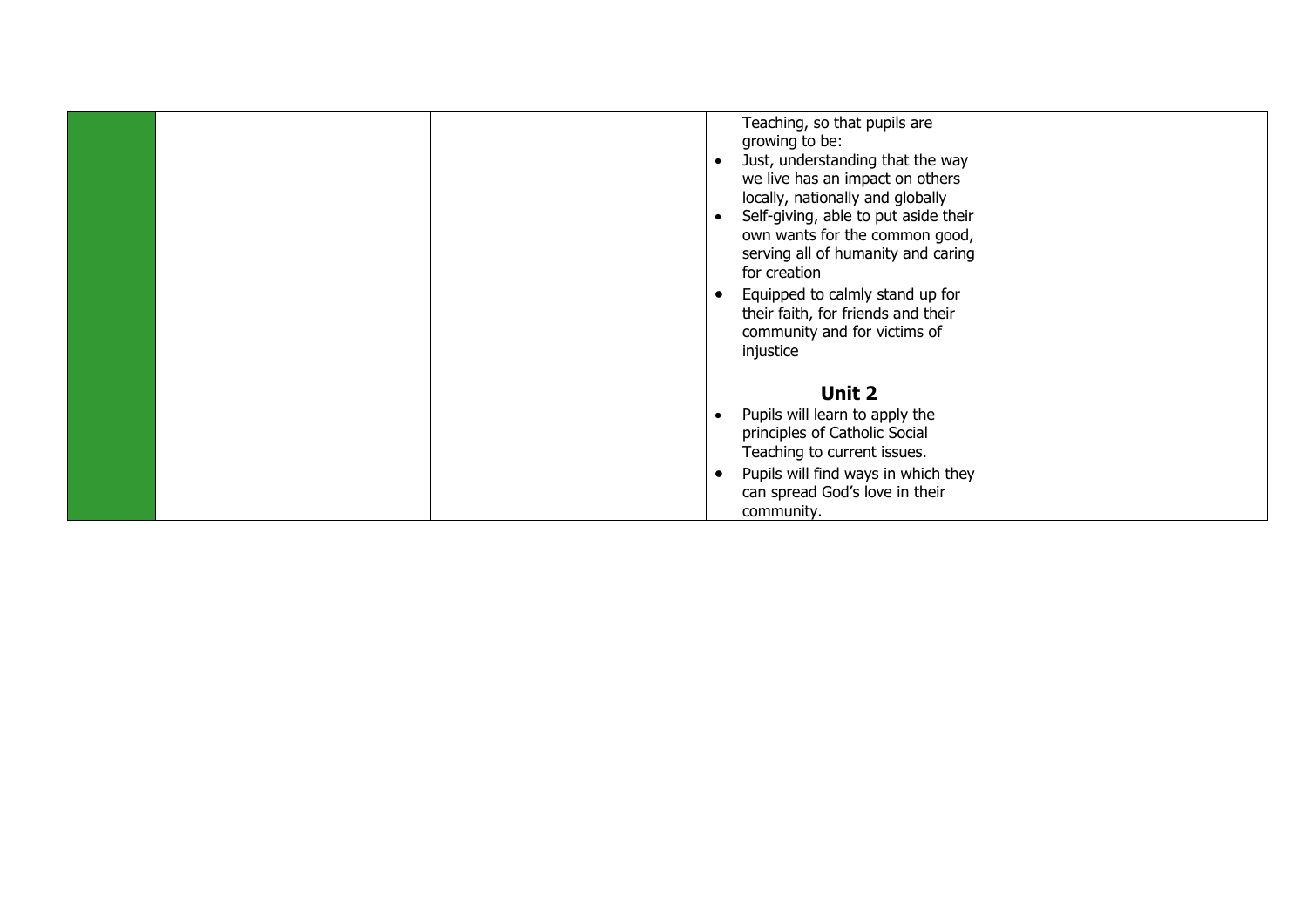| | | | | |
|---|---|---|---|---|
| | | | Teaching, so that pupils are growing to be:<br>• Just, understanding that the way we live has an impact on others locally, nationally and globally<br>• Self-giving, able to put aside their own wants for the common good, serving all of humanity and caring for creation<br>• Equipped to calmly stand up for their faith, for friends and their community and for victims of injustice<br><br>**Unit 2**<br>• Pupils will learn to apply the principles of Catholic Social Teaching to current issues.<br>• Pupils will find ways in which they can spread God's love in their community. | |